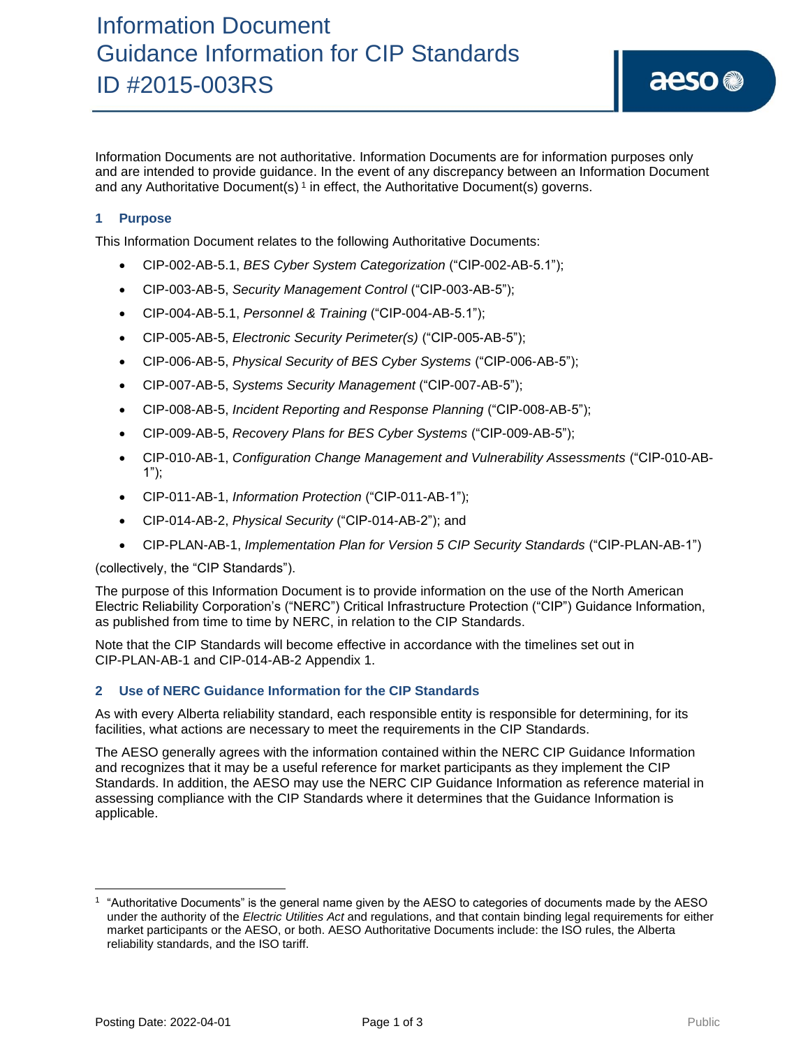# Information Document
# Guidance Information for CIP Standards
# ID #2015-003RS

Information Documents are not authoritative. Information Documents are for information purposes only and are intended to provide guidance. In the event of any discrepancy between an Information Document and any Authoritative Document(s) [1] in effect, the Authoritative Document(s) governs.

## 1 Purpose

This Information Document relates to the following Authoritative Documents:

- CIP-002-AB-5.1, *BES Cyber System Categorization* ("CIP-002-AB-5.1");
- CIP-003-AB-5, *Security Management Control* ("CIP-003-AB-5");
- CIP-004-AB-5.1, *Personnel & Training* ("CIP-004-AB-5.1");
- CIP-005-AB-5, *Electronic Security Perimeter(s)* ("CIP-005-AB-5");
- CIP-006-AB-5, *Physical Security of BES Cyber Systems* ("CIP-006-AB-5");
- CIP-007-AB-5, *Systems Security Management* ("CIP-007-AB-5");
- CIP-008-AB-5, *Incident Reporting and Response Planning* ("CIP-008-AB-5");
- CIP-009-AB-5, *Recovery Plans for BES Cyber Systems* ("CIP-009-AB-5");
- CIP-010-AB-1, *Configuration Change Management and Vulnerability Assessments* ("CIP-010-AB-1");
- CIP-011-AB-1, *Information Protection* ("CIP-011-AB-1");
- CIP-014-AB-2, *Physical Security* ("CIP-014-AB-2"); and
- CIP-PLAN-AB-1, *Implementation Plan for Version 5 CIP Security Standards* ("CIP-PLAN-AB-1")

(collectively, the "CIP Standards").

The purpose of this Information Document is to provide information on the use of the North American Electric Reliability Corporation's ("NERC") Critical Infrastructure Protection ("CIP") Guidance Information, as published from time to time by NERC, in relation to the CIP Standards.

Note that the CIP Standards will become effective in accordance with the timelines set out in CIP-PLAN-AB-1 and CIP-014-AB-2 Appendix 1.

## 2 Use of NERC Guidance Information for the CIP Standards

As with every Alberta reliability standard, each responsible entity is responsible for determining, for its facilities, what actions are necessary to meet the requirements in the CIP Standards.

The AESO generally agrees with the information contained within the NERC CIP Guidance Information and recognizes that it may be a useful reference for market participants as they implement the CIP Standards. In addition, the AESO may use the NERC CIP Guidance Information as reference material in assessing compliance with the CIP Standards where it determines that the Guidance Information is applicable.

---

[1] "Authoritative Documents" is the general name given by the AESO to categories of documents made by the AESO under the authority of the *Electric Utilities Act* and regulations, and that contain binding legal requirements for either market participants or the AESO, or both. AESO Authoritative Documents include: the ISO rules, the Alberta reliability standards, and the ISO tariff.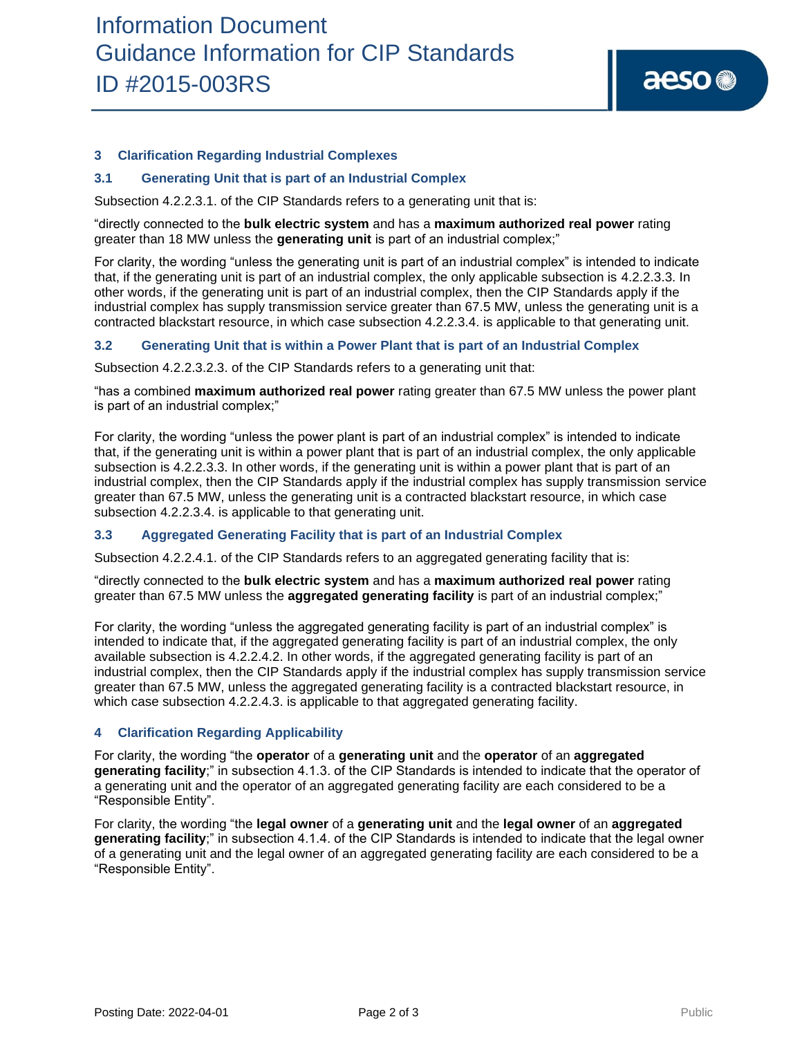## 3 Clarification Regarding Industrial Complexes

### 3.1 Generating Unit that is part of an Industrial Complex

Subsection 4.2.2.3.1. of the CIP Standards refers to a generating unit that is:

"directly connected to the **bulk electric system** and has a **maximum authorized real power** rating greater than 18 MW unless the **generating unit** is part of an industrial complex;"

For clarity, the wording "unless the generating unit is part of an industrial complex" is intended to indicate that, if the generating unit is part of an industrial complex, the only applicable subsection is 4.2.2.3.3. In other words, if the generating unit is part of an industrial complex, then the CIP Standards apply if the industrial complex has supply transmission service greater than 67.5 MW, unless the generating unit is a contracted blackstart resource, in which case subsection 4.2.2.3.4. is applicable to that generating unit.

### 3.2 Generating Unit that is within a Power Plant that is part of an Industrial Complex

Subsection 4.2.2.3.2.3. of the CIP Standards refers to a generating unit that:

"has a combined **maximum authorized real power** rating greater than 67.5 MW unless the power plant is part of an industrial complex;"

For clarity, the wording "unless the power plant is part of an industrial complex" is intended to indicate that, if the generating unit is within a power plant that is part of an industrial complex, the only applicable subsection is 4.2.2.3.3. In other words, if the generating unit is within a power plant that is part of an industrial complex, then the CIP Standards apply if the industrial complex has supply transmission service greater than 67.5 MW, unless the generating unit is a contracted blackstart resource, in which case subsection 4.2.2.3.4. is applicable to that generating unit.

### 3.3 Aggregated Generating Facility that is part of an Industrial Complex

Subsection 4.2.2.4.1. of the CIP Standards refers to an aggregated generating facility that is:

"directly connected to the **bulk electric system** and has a **maximum authorized real power** rating greater than 67.5 MW unless the **aggregated generating facility** is part of an industrial complex;"

For clarity, the wording "unless the aggregated generating facility is part of an industrial complex" is intended to indicate that, if the aggregated generating facility is part of an industrial complex, the only available subsection is 4.2.2.4.2. In other words, if the aggregated generating facility is part of an industrial complex, then the CIP Standards apply if the industrial complex has supply transmission service greater than 67.5 MW, unless the aggregated generating facility is a contracted blackstart resource, in which case subsection 4.2.2.4.3. is applicable to that aggregated generating facility.

## 4 Clarification Regarding Applicability

For clarity, the wording "the **operator** of a **generating unit** and the **operator** of an **aggregated generating facility**;" in subsection 4.1.3. of the CIP Standards is intended to indicate that the operator of a generating unit and the operator of an aggregated generating facility are each considered to be a "Responsible Entity".

For clarity, the wording "the **legal owner** of a **generating unit** and the **legal owner** of an **aggregated generating facility**;" in subsection 4.1.4. of the CIP Standards is intended to indicate that the legal owner of a generating unit and the legal owner of an aggregated generating facility are each considered to be a "Responsible Entity".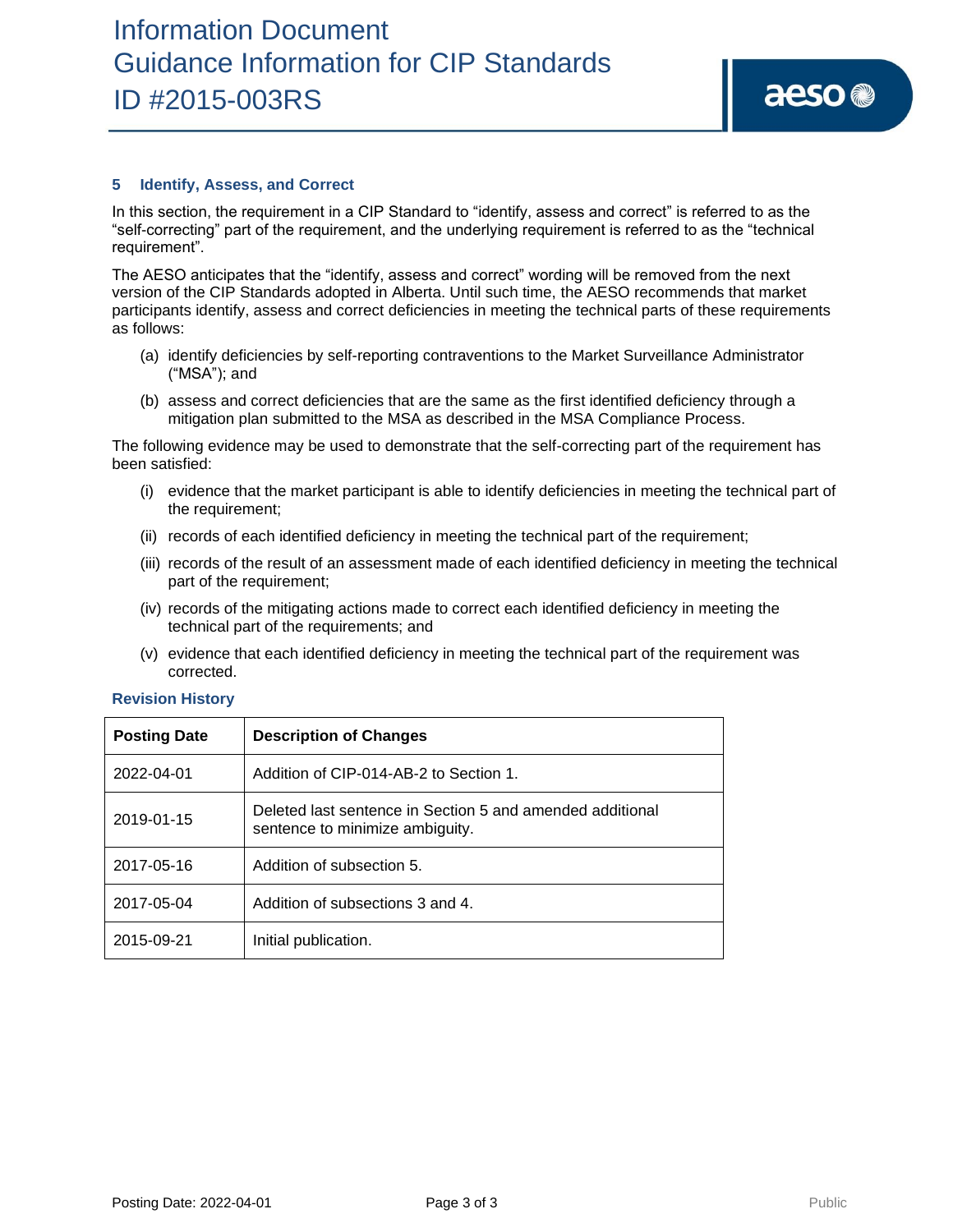## 5 Identify, Assess, and Correct

In this section, the requirement in a CIP Standard to "identify, assess and correct" is referred to as the "self-correcting" part of the requirement, and the underlying requirement is referred to as the "technical requirement".

The AESO anticipates that the "identify, assess and correct" wording will be removed from the next version of the CIP Standards adopted in Alberta. Until such time, the AESO recommends that market participants identify, assess and correct deficiencies in meeting the technical parts of these requirements as follows:

(a) identify deficiencies by self-reporting contraventions to the Market Surveillance Administrator ("MSA"); and

(b) assess and correct deficiencies that are the same as the first identified deficiency through a mitigation plan submitted to the MSA as described in the MSA Compliance Process.

The following evidence may be used to demonstrate that the self-correcting part of the requirement has been satisfied:

(i) evidence that the market participant is able to identify deficiencies in meeting the technical part of the requirement;

(ii) records of each identified deficiency in meeting the technical part of the requirement;

(iii) records of the result of an assessment made of each identified deficiency in meeting the technical part of the requirement;

(iv) records of the mitigating actions made to correct each identified deficiency in meeting the technical part of the requirements; and

(v) evidence that each identified deficiency in meeting the technical part of the requirement was corrected.

### Revision History

| Posting Date | Description of Changes |
|---|---|
| 2022-04-01 | Addition of CIP-014-AB-2 to Section 1. |
| 2019-01-15 | Deleted last sentence in Section 5 and amended additional sentence to minimize ambiguity. |
| 2017-05-16 | Addition of subsection 5. |
| 2017-05-04 | Addition of subsections 3 and 4. |
| 2015-09-21 | Initial publication. |